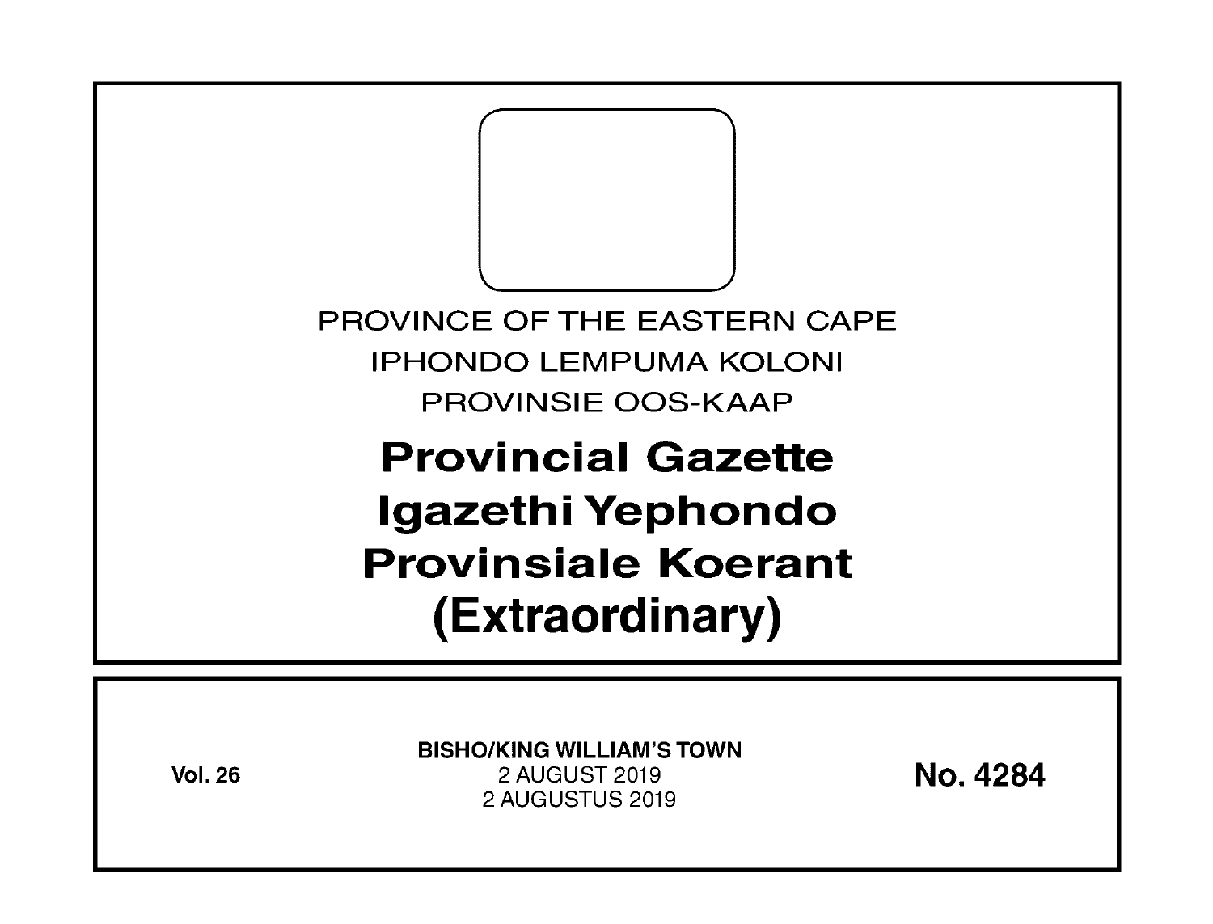PROVINCE OF THE EASTERN CAPE

IPHONDO LEMPUMA KOLONI

PROVINSIE OOS-KAAP

# Provincial Gazette
# Igazethi Yephondo
# Provinsiale Koerant
# (Extraordinary)

**Vol. 26**

**BISHO/KING WILLIAM'S TOWN**
2 AUGUST 2019
2 AUGUSTUS 2019

**No. 4284**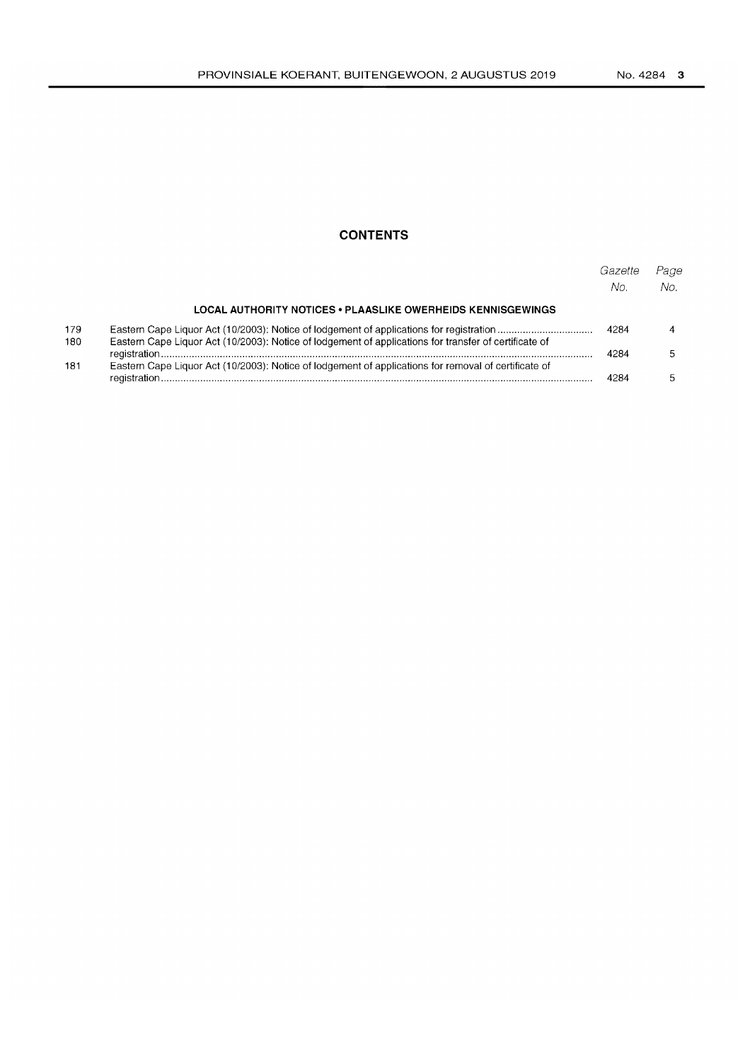## CONTENTS

| | | Gazette No. | Page No. |
|---|---|---|---|
| | **LOCAL AUTHORITY NOTICES • PLAASLIKE OWERHEIDS KENNISGEWINGS** | | |
| 179 | Eastern Cape Liquor Act (10/2003): Notice of lodgement of applications for registration | 4284 | 4 |
| 180 | Eastern Cape Liquor Act (10/2003): Notice of lodgement of applications for transfer of certificate of registration | 4284 | 5 |
| 181 | Eastern Cape Liquor Act (10/2003): Notice of lodgement of applications for removal of certificate of registration | 4284 | 5 |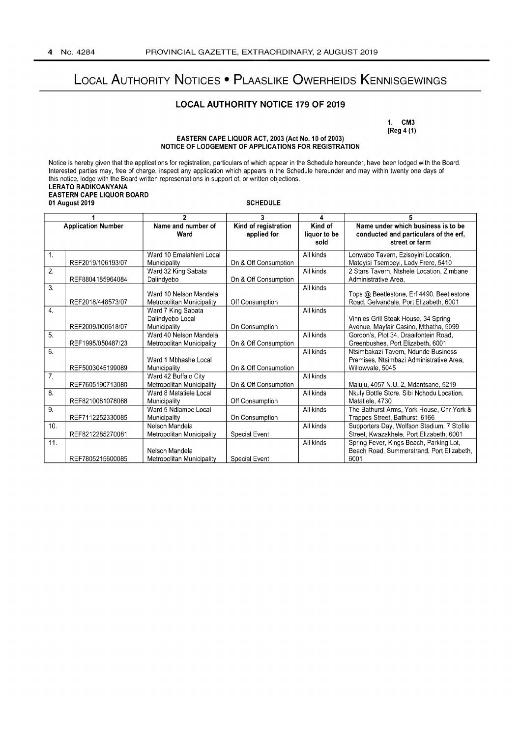# Local Authority Notices • Plaaslike Owerheids Kennisgewings

## LOCAL AUTHORITY NOTICE 179 OF 2019

1. CM3
[Reg 4 (1)

**EASTERN CAPE LIQUOR ACT, 2003 (Act No. 10 of 2003)**
**NOTICE OF LODGEMENT OF APPLICATIONS FOR REGISTRATION**

Notice is hereby given that the applications for registration, particulars of which appear in the Schedule hereunder, have been lodged with the Board. Interested parties may, free of charge, inspect any application which appears in the Schedule hereunder and may within twenty one days of this notice, lodge with the Board written representations in support of, or written objections.

**LERATO RADIKOANYANA**
**EASTERN CAPE LIQUOR BOARD**
**01 August 2019**

**SCHEDULE**

| 1 | | 2 | 3 | 4 | 5 |
|---|---|---|---|---|---|
| **Application Number** | | **Name and number of Ward** | **Kind of registration applied for** | **Kind of liquor to be sold** | **Name under which business is to be conducted and particulars of the erf, street or farm** |
| 1. | REF2019/106193/07 | Ward 10 Emalahleni Local Municipality | On & Off Consumption | All kinds | Lonwabo Tavern, Ezisoyini Location, Mateyisi Tsembeyi, Lady Frere, 5410 |
| 2. | REF8804185964084 | Ward 32 King Sabata Dalindyebo | On & Off Consumption | All kinds | 2 Stars Tavern, Ntshele Location, Zimbane Administrative Area, |
| 3. | REF2018/448573/07 | Ward 10 Nelson Mandela Metropolitan Municipality | Off Consumption | All kinds | Tops @ Beetlestone, Erf 4490, Beetlestone Road, Gelvandale, Port Elizabeth, 6001 |
| 4. | REF2009/000618/07 | Ward 7 King Sabata Dalindyebo Local Municipality | On Consumption | All kinds | Vinnies Grill Steak House, 34 Spring Avenue, Mayfair Casino, Mthatha, 5099 |
| 5. | REF1995/050487/23 | Ward 40 Nelson Mandela Metropolitan Municipality | On & Off Consumption | All kinds | Gordon's, Plot 34, Draaifontein Road, Greenbushes, Port Elizabeth, 6001 |
| 6. | REF5003045199089 | Ward 1 Mbhashe Local Municipality | On & Off Consumption | All kinds | Ntsimbakazi Tavern, Ndunde Business Premises, Ntsimbazi Administrative Area, Willowvale, 5045 |
| 7. | REF7605190713080 | Ward 42 Buffalo City Metropolitan Municipality | On & Off Consumption | All kinds | Maluju, 4057 N.U. 2, Mdantsane, 5219 |
| 8. | REF8210081078088 | Ward 8 Matatiele Local Municipality | Off Consumption | All kinds | Nkuly Bottle Store, Sibi Nchodu Location, Matatiele, 4730 |
| 9. | REF7112252330085 | Ward 5 Ndlambe Local Municipality | On Consumption | All kinds | The Bathurst Arms, York House, Cnr York & Trappes Street, Bathurst, 6166 |
| 10. | REF8212285270081 | Nelson Mandela Metropolitan Municipality | Special Event | All kinds | Supporters Day, Wolfson Stadium, 7 Stofile Street, Kwazakhele, Port Elizabeth, 6001 |
| 11. | REF7805215600085 | Nelson Mandela Metropolitan Municipality | Special Event | All kinds | Spring Fever, Kings Beach, Parking Lot, Beach Road, Summerstrand, Port Elizabeth, 6001 |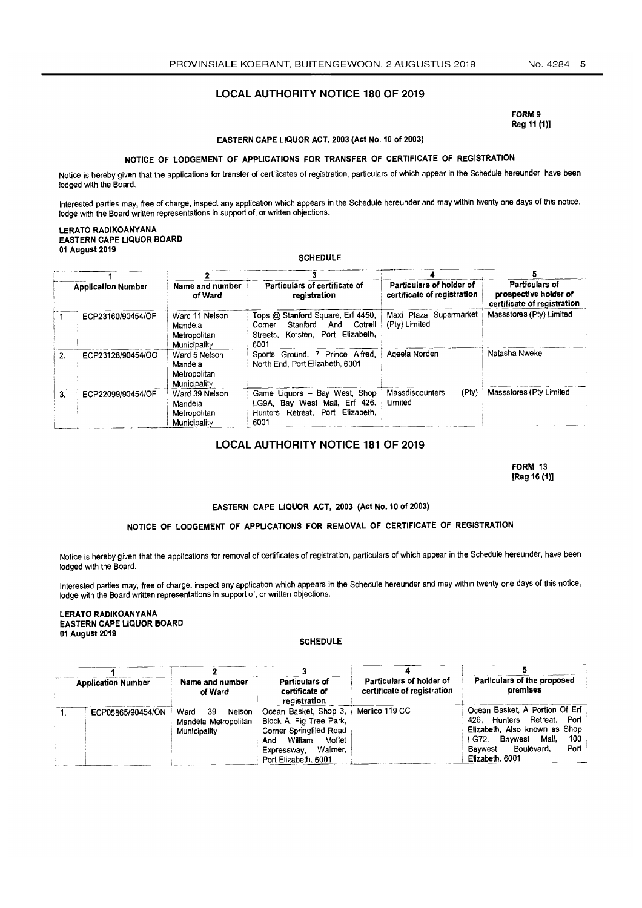## LOCAL AUTHORITY NOTICE 180 OF 2019

**FORM 9**
**Reg 11 (1)]**

**EASTERN CAPE LIQUOR ACT, 2003 (Act No. 10 of 2003)**

**NOTICE OF LODGEMENT OF APPLICATIONS FOR TRANSFER OF CERTIFICATE OF REGISTRATION**

Notice is hereby given that the applications for transfer of certificates of registration, particulars of which appear in the Schedule hereunder, have been lodged with the Board.

Interested parties may, free of charge, inspect any application which appears in the Schedule hereunder and may within twenty one days of this notice, lodge with the Board written representations in support of, or written objections.

**LERATO RADIKOANYANA**
**EASTERN CAPE LIQUOR BOARD**
**01 August 2019**

**SCHEDULE**

| | 1 | 2 | 3 | 4 | 5 |
|---|---|---|---|---|---|
| | **Application Number** | **Name and number of Ward** | **Particulars of certificate of registration** | **Particulars of holder of certificate of registration** | **Particulars of prospective holder of certificate of registration** |
| 1. | ECP23160/90454/OF | Ward 11 Nelson Mandela Metropolitan Municipality | Tops @ Stanford Square, Erf 4450, Corner Stanford And Cotrell Streets, Korsten, Port Elizabeth, 6001 | Maxi Plaza Supermarket (Pty) Limited | Massstores (Pty) Limited |
| 2. | ECP23128/90454/OO | Ward 5 Nelson Mandela Metropolitan Municipality | Sports Ground, 7 Prince Alfred, North End, Port Elizabeth, 6001 | Aqeela Norden | Natasha Nweke |
| 3. | ECP22099/90454/OF | Ward 39 Nelson Mandela Metropolitan Municipality | Game Liquors – Bay West, Shop LG9A, Bay West Mall, Erf 426, Hunters Retreat, Port Elizabeth, 6001 | Massdiscounters (Pty) Limited | Massstores (Pty Limited |

## LOCAL AUTHORITY NOTICE 181 OF 2019

**FORM 13**
**[Reg 16 (1)]**

**EASTERN CAPE LIQUOR ACT, 2003 (Act No. 10 of 2003)**

**NOTICE OF LODGEMENT OF APPLICATIONS FOR REMOVAL OF CERTIFICATE OF REGISTRATION**

Notice is hereby given that the applications for removal of certificates of registration, particulars of which appear in the Schedule hereunder, have been lodged with the Board.

Interested parties may, free of charge, inspect any application which appears in the Schedule hereunder and may within twenty one days of this notice, lodge with the Board written representations in support of, or written objections.

**LERATO RADIKOANYANA**
**EASTERN CAPE LIQUOR BOARD**
**01 August 2019**

**SCHEDULE**

| | 1 | 2 | 3 | 4 | 5 |
|---|---|---|---|---|---|
| | **Application Number** | **Name and number of Ward** | **Particulars of certificate of registration** | **Particulars of holder of certificate of registration** | **Particulars of the proposed premises** |
| 1. | ECP05865/90454/ON | Ward 39 Nelson Mandela Metropolitan Municipality | Ocean Basket, Shop 3, Block A, Fig Tree Park, Corner Springfied Road And William Moffet Expressway, Walmer, Port Elizabeth, 6001 | Merlico 119 CC | Ocean Basket, A Portion Of Erf 426, Hunters Retreat, Port Elizabeth, Also known as Shop LG72, Baywest Mall, 100 Baywest Boulevard, Port Elizabeth, 6001 |